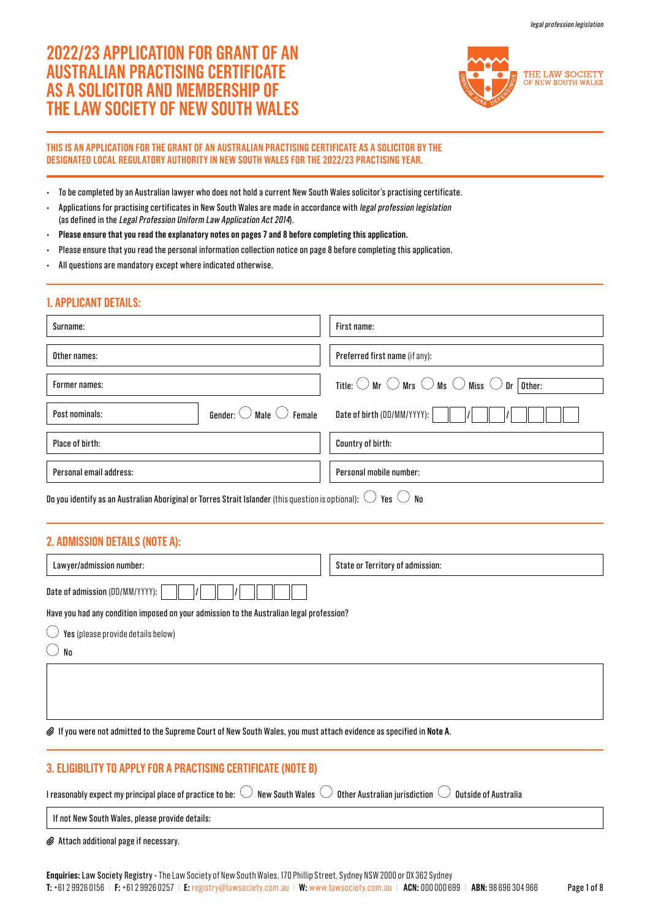# 2022/23 APPLICATION FOR GRANT OF AN AUSTRALIAN PRACTISING CERTIFICATE AS A SOLICITOR AND MEMBERSHIP OF THE LAW SOCIETY OF NEW SOUTH WALES

THE LAW SOCIETY OF NEW SOUTH WALES

**THIS IS AN APPLICATION FOR THE GRANT OF AN AUSTRALIAN PRACTISING CERTIFICATE AS A SOLICITOR BY THE DESIGNATED LOCAL REGULATORY AUTHORITY IN NEW SOUTH WALES FOR THE 2022/23 PRACTISING YEAR.**

- To be completed by an Australian lawyer who does not hold a current New South Wales solicitor's practising certificate.
- Applications for practising certificates in New South Wales are made in accordance with *legal profession legislation* (as defined in the *Legal Profession Uniform Law Application Act 2014*).
- **Please ensure that you read the explanatory notes on pages 7 and 8 before completing this application.**
- Please ensure that you read the personal information collection notice on page 8 before completing this application.
- All questions are mandatory except where indicated otherwise.

## 1. APPLICANT DETAILS:

Surname:

First name:

Other names:

Preferred first name (if any):

Former names:

Title: ◯ Mr ◯ Mrs ◯ Ms ◯ Miss ◯ Dr Other:

Post nominals:

Gender: ◯ Male ◯ Female

Date of birth (DD/MM/YYYY): __ __ / __ __ / __ __ __ __

Place of birth:

Country of birth:

Personal email address:

Personal mobile number:

Do you identify as an Australian Aboriginal or Torres Strait Islander (this question is optional): ◯ Yes ◯ No

## 2. ADMISSION DETAILS (NOTE A):

Lawyer/admission number:

State or Territory of admission:

Date of admission (DD/MM/YYYY): __ __ / __ __ / __ __ __ __

Have you had any condition imposed on your admission to the Australian legal profession?

◯ Yes (please provide details below)

◯ No

If you were not admitted to the Supreme Court of New South Wales, you must attach evidence as specified in **Note A**.

## 3. ELIGIBILITY TO APPLY FOR A PRACTISING CERTIFICATE (NOTE B)

I reasonably expect my principal place of practice to be: ◯ New South Wales ◯ Other Australian jurisdiction ◯ Outside of Australia

If not New South Wales, please provide details:

Attach additional page if necessary.

**Enquiries:** Law Society Registry - The Law Society of New South Wales, 170 Phillip Street, Sydney NSW 2000 or DX 362 Sydney
**T:** +61 2 9926 0156 | **F:** +61 2 9926 0257 | **E:** registry@lawsociety.com.au | **W:** www.lawsociety.com.au | **ACN:** 000 000 699 | **ABN:** 98 696 304 966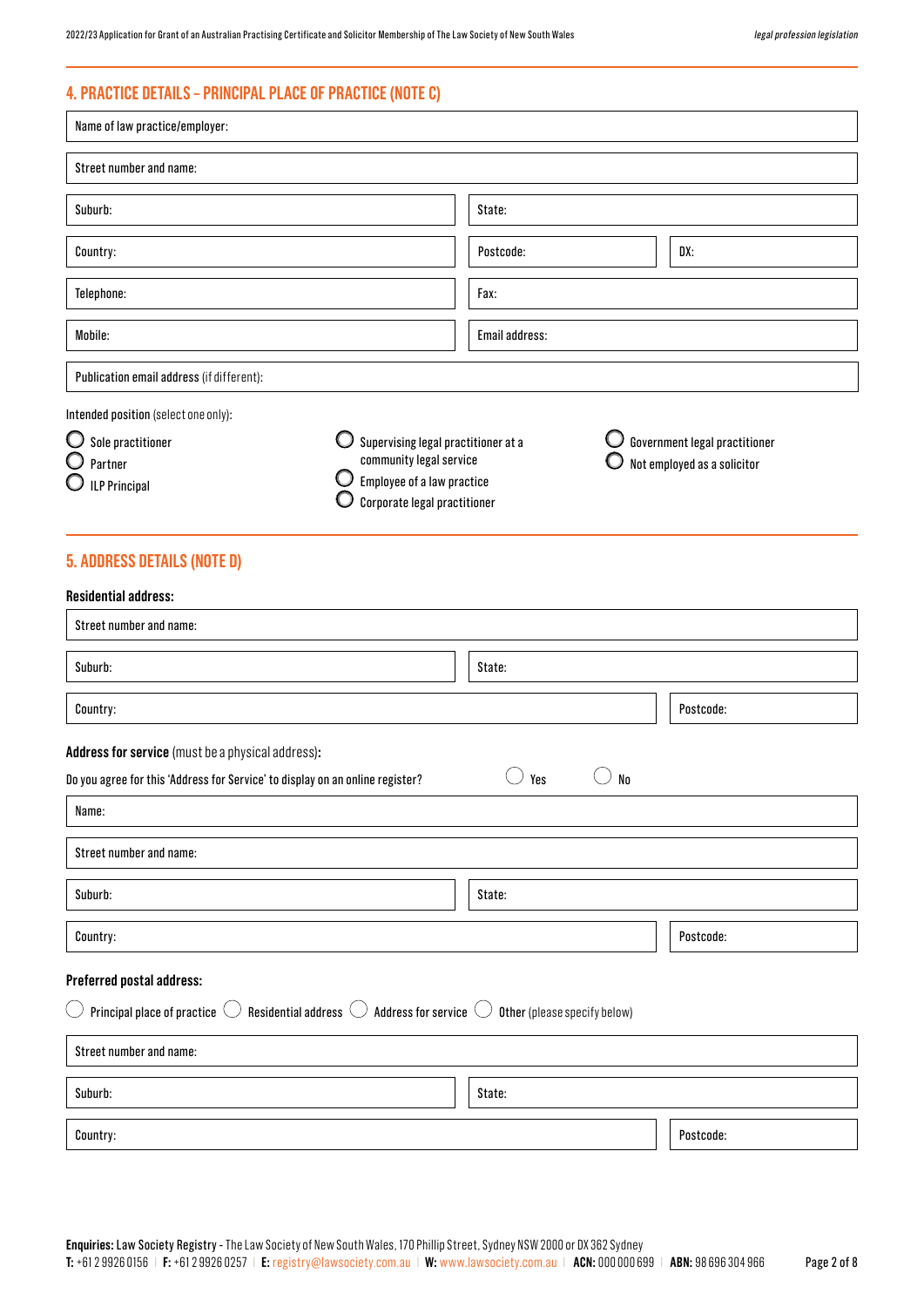## 4. PRACTICE DETAILS – PRINCIPAL PLACE OF PRACTICE (NOTE C)

| | | |
|---|---|---|
| Name of law practice/employer: | | |
| Street number and name: | | |
| Suburb: | State: | |
| Country: | Postcode: | DX: |
| Telephone: | Fax: | |
| Mobile: | Email address: | |
| Publication email address (if different): | | |

**Intended position** (select one only):

- ○ Sole practitioner
- ○ Partner
- ○ ILP Principal
- ○ Supervising legal practitioner at a community legal service
- ○ Employee of a law practice
- ○ Corporate legal practitioner
- ○ Government legal practitioner
- ○ Not employed as a solicitor

## 5. ADDRESS DETAILS (NOTE D)

**Residential address:**

| | |
|---|---|
| Street number and name: | |
| Suburb: | State: |
| Country: | Postcode: |

**Address for service** (must be a physical address)**:**

Do you agree for this 'Address for Service' to display on an online register? ○ Yes ○ No

| | |
|---|---|
| Name: | |
| Street number and name: | |
| Suburb: | State: |
| Country: | Postcode: |

**Preferred postal address:**

○ Principal place of practice ○ Residential address ○ Address for service ○ Other (please specify below)

| | |
|---|---|
| Street number and name: | |
| Suburb: | State: |
| Country: | Postcode: |

**Enquiries:** Law Society Registry - The Law Society of New South Wales, 170 Phillip Street, Sydney NSW 2000 or DX 362 Sydney
**T:** +61 2 9926 0156 | **F:** +61 2 9926 0257 | **E:** registry@lawsociety.com.au | **W:** www.lawsociety.com.au | **ACN:** 000 000 699 | **ABN:** 98 696 304 966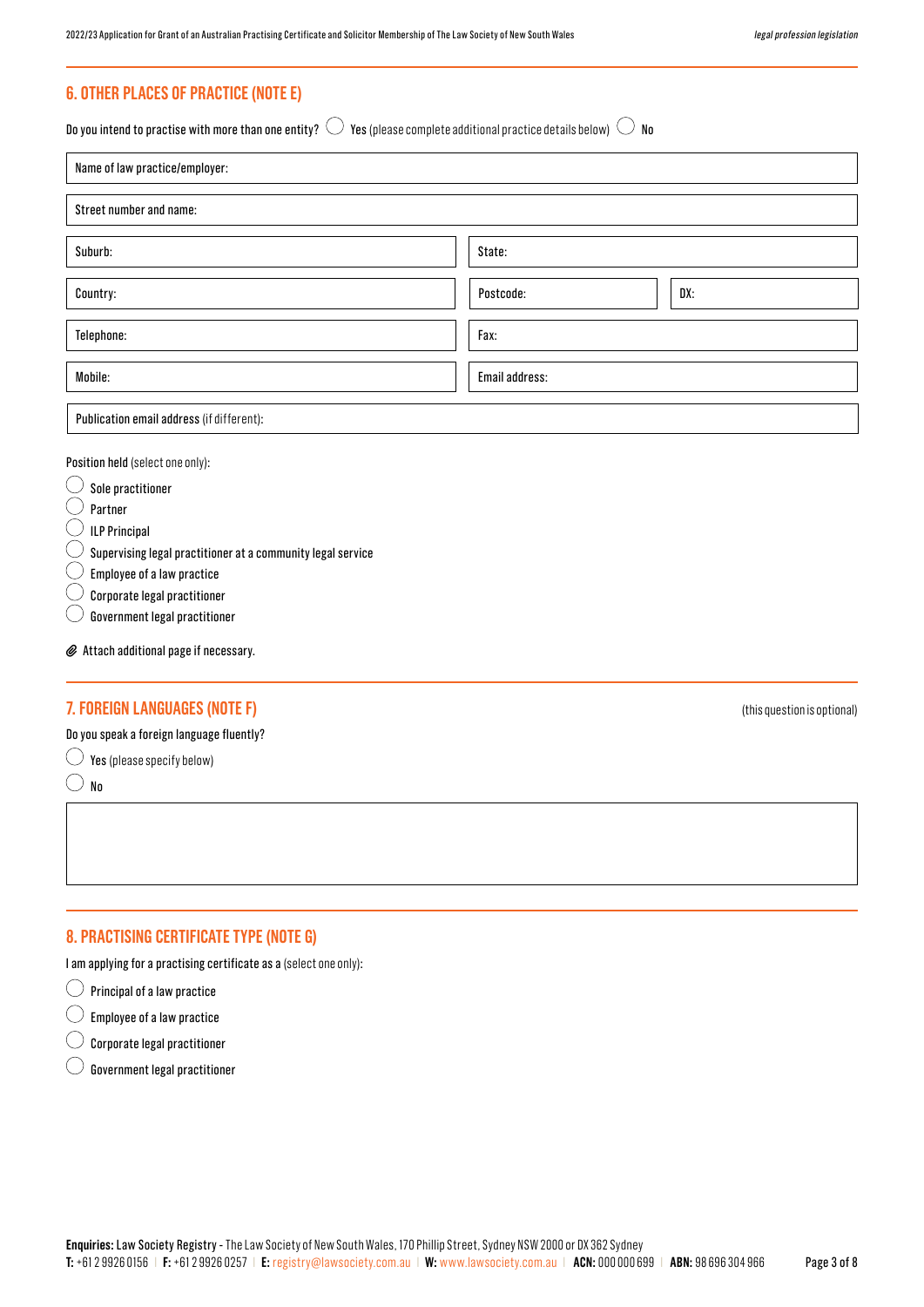## 6. OTHER PLACES OF PRACTICE (NOTE E)

Do you intend to practise with more than one entity? ○ Yes (please complete additional practice details below) ○ No

| | | |
|---|---|---|
| Name of law practice/employer: | | |
| Street number and name: | | |
| Suburb: | State: | |
| Country: | Postcode: | DX: |
| Telephone: | Fax: | |
| Mobile: | Email address: | |
| Publication email address (if different): | | |

**Position held** (select one only):

- ○ Sole practitioner
- ○ Partner
- ○ ILP Principal
- ○ Supervising legal practitioner at a community legal service
- ○ Employee of a law practice
- ○ Corporate legal practitioner
- ○ Government legal practitioner

Attach additional page if necessary.

## 7. FOREIGN LANGUAGES (NOTE F)

(this question is optional)

Do you speak a foreign language fluently?

- ○ Yes (please specify below)
- ○ No

## 8. PRACTISING CERTIFICATE TYPE (NOTE G)

I am applying for a practising certificate as a (select one only):

- ○ Principal of a law practice
- ○ Employee of a law practice
- ○ Corporate legal practitioner
- ○ Government legal practitioner

**Enquiries:** Law Society Registry - The Law Society of New South Wales, 170 Phillip Street, Sydney NSW 2000 or DX 362 Sydney
**T:** +61 2 9926 0156 | **F:** +61 2 9926 0257 | **E:** registry@lawsociety.com.au | **W:** www.lawsociety.com.au | **ACN:** 000 000 699 | **ABN:** 98 696 304 966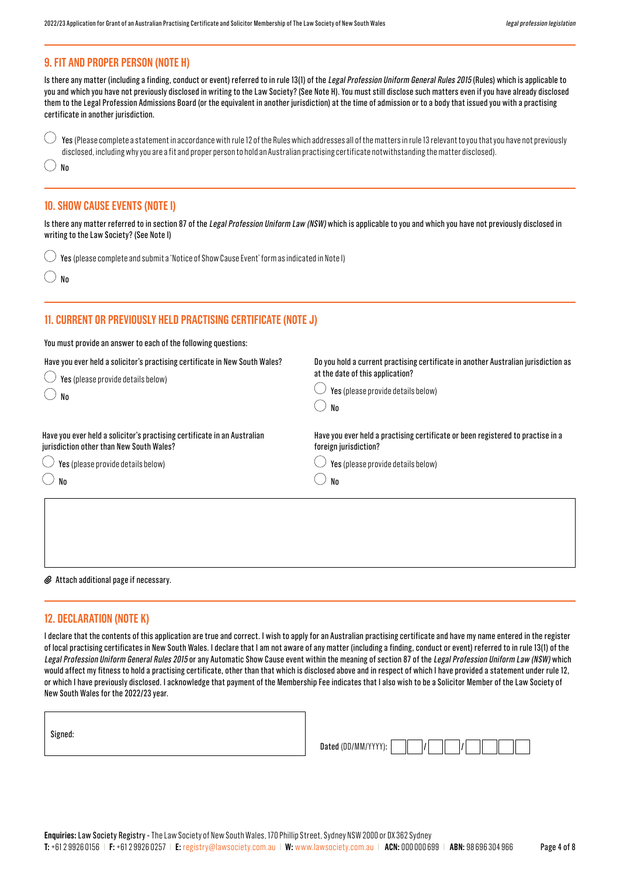## 9. FIT AND PROPER PERSON (NOTE H)

Is there any matter (including a finding, conduct or event) referred to in rule 13(1) of the *Legal Profession Uniform General Rules 2015* (Rules) which is applicable to you and which you have not previously disclosed in writing to the Law Society? (See Note H). You must still disclose such matters even if you have already disclosed them to the Legal Profession Admissions Board (or the equivalent in another jurisdiction) at the time of admission or to a body that issued you with a practising certificate in another jurisdiction.

- ◯ **Yes** (Please complete a statement in accordance with rule 12 of the Rules which addresses all of the matters in rule 13 relevant to you that you have not previously disclosed, including why you are a fit and proper person to hold an Australian practising certificate notwithstanding the matter disclosed).
- ◯ **No**

## 10. SHOW CAUSE EVENTS (NOTE I)

Is there any matter referred to in section 87 of the *Legal Profession Uniform Law (NSW)* which is applicable to you and which you have not previously disclosed in writing to the Law Society? (See Note I)

- ◯ **Yes** (please complete and submit a 'Notice of Show Cause Event' form as indicated in Note I)
- ◯ **No**

## 11. CURRENT OR PREVIOUSLY HELD PRACTISING CERTIFICATE (NOTE J)

You must provide an answer to each of the following questions:

Have you ever held a solicitor's practising certificate in New South Wales?

- ◯ **Yes** (please provide details below)
- ◯ **No**

Have you ever held a solicitor's practising certificate in an Australian jurisdiction other than New South Wales?

- ◯ **Yes** (please provide details below)
- ◯ **No**

Do you hold a current practising certificate in another Australian jurisdiction as at the date of this application?

- ◯ **Yes** (please provide details below)
- ◯ **No**

Have you ever held a practising certificate or been registered to practise in a foreign jurisdiction?

- ◯ **Yes** (please provide details below)
- ◯ **No**

Attach additional page if necessary.

## 12. DECLARATION (NOTE K)

I declare that the contents of this application are true and correct. I wish to apply for an Australian practising certificate and have my name entered in the register of local practising certificates in New South Wales. I declare that I am not aware of any matter (including a finding, conduct or event) referred to in rule 13(1) of the *Legal Profession Uniform General Rules 2015* or any Automatic Show Cause event within the meaning of section 87 of the *Legal Profession Uniform Law (NSW)* which would affect my fitness to hold a practising certificate, other than that which is disclosed above and in respect of which I have provided a statement under rule 12, or which I have previously disclosed. I acknowledge that payment of the Membership Fee indicates that I also wish to be a Solicitor Member of the Law Society of New South Wales for the 2022/23 year.

Signed:

Dated (DD/MM/YYYY): __ __ / __ __ / __ __ __ __

**Enquiries:** Law Society Registry - The Law Society of New South Wales, 170 Phillip Street, Sydney NSW 2000 or DX 362 Sydney
**T:** +61 2 9926 0156 | **F:** +61 2 9926 0257 | **E:** registry@lawsociety.com.au | **W:** www.lawsociety.com.au | **ACN:** 000 000 699 | **ABN:** 98 696 304 966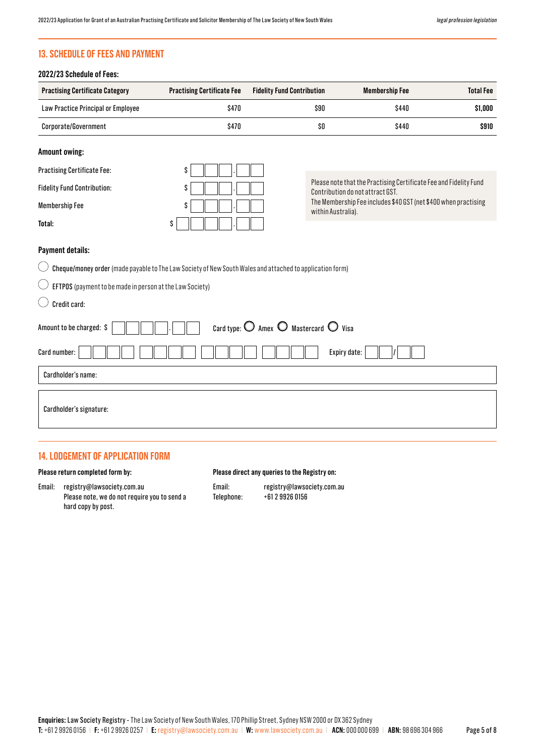## 13. SCHEDULE OF FEES AND PAYMENT

### 2022/23 Schedule of Fees:

| Practising Certificate Category | Practising Certificate Fee | Fidelity Fund Contribution | Membership Fee | Total Fee |
|---|---|---|---|---|
| Law Practice Principal or Employee | $470 | $90 | $440 | **$1,000** |
| Corporate/Government | $470 | $0 | $440 | **$910** |

### Amount owing:

Practising Certificate Fee: $ ___ . __

Fidelity Fund Contribution: $ ___ . __

Membership Fee $ ___ . __

**Total:** $ ____ . __

Please note that the Practising Certificate Fee and Fidelity Fund Contribution do not attract GST.
The Membership Fee includes $40 GST (net $400 when practising within Australia).

### Payment details:

- ◯ **Cheque/money order** (made payable to The Law Society of New South Wales and attached to application form)
- ◯ **EFTPOS** (payment to be made in person at the Law Society)
- ◯ Credit card:

Amount to be charged: $ ____ . __ Card type: ◯ Amex ◯ Mastercard ◯ Visa

Card number: ____ ____ ____ ____ Expiry date: __ / __

Cardholder's name:

Cardholder's signature:

## 14. LODGEMENT OF APPLICATION FORM

**Please return completed form by:**

Email: registry@lawsociety.com.au
Please note, we do not require you to send a hard copy by post.

**Please direct any queries to the Registry on:**

Email: registry@lawsociety.com.au
Telephone: +61 2 9926 0156

**Enquiries:** Law Society Registry - The Law Society of New South Wales, 170 Phillip Street, Sydney NSW 2000 or DX 362 Sydney
**T:** +61 2 9926 0156 | **F:** +61 2 9926 0257 | **E:** registry@lawsociety.com.au | **W:** www.lawsociety.com.au | **ACN:** 000 000 699 | **ABN:** 98 696 304 966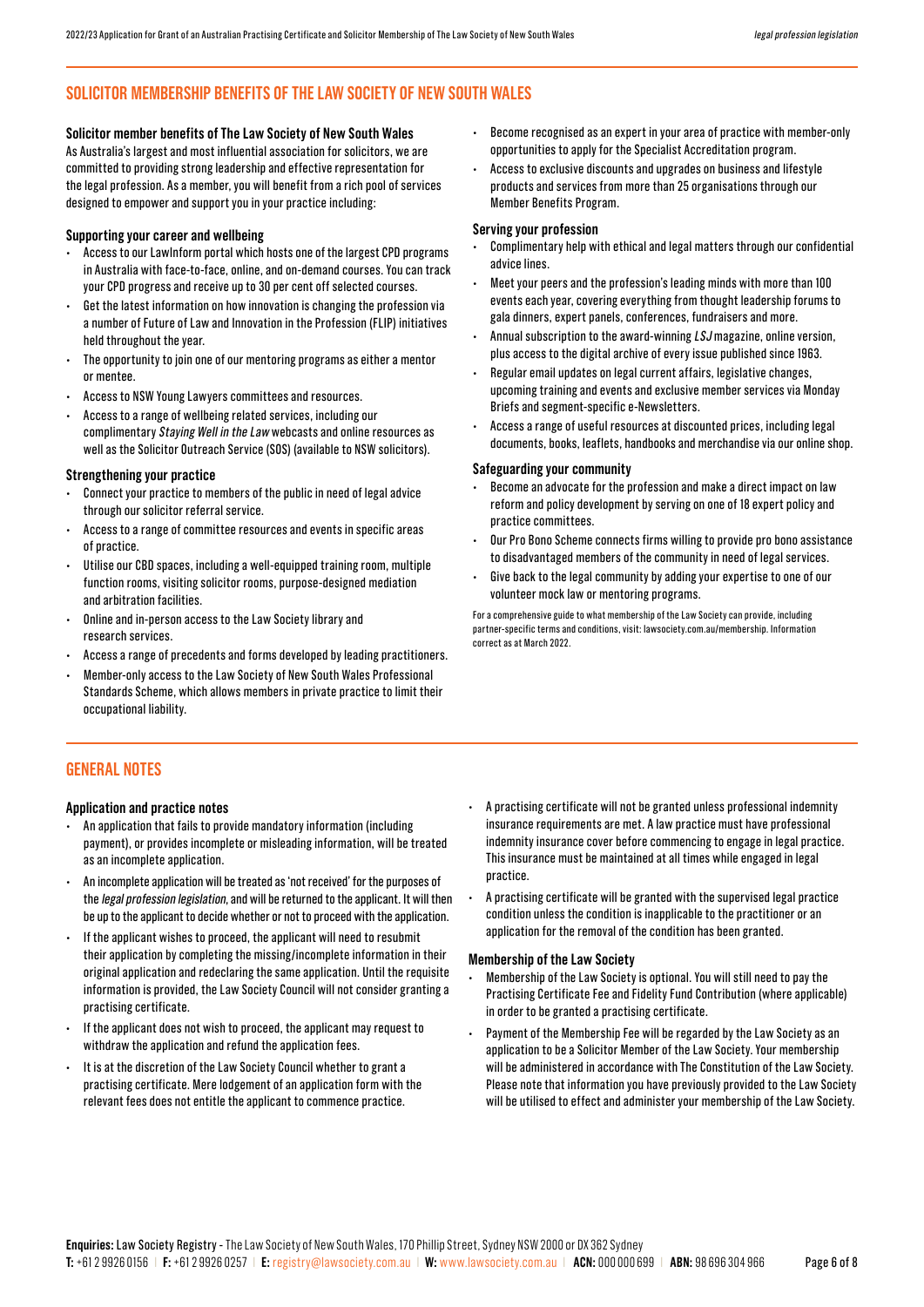## SOLICITOR MEMBERSHIP BENEFITS OF THE LAW SOCIETY OF NEW SOUTH WALES

### Solicitor member benefits of The Law Society of New South Wales

As Australia's largest and most influential association for solicitors, we are committed to providing strong leadership and effective representation for the legal profession. As a member, you will benefit from a rich pool of services designed to empower and support you in your practice including:

### Supporting your career and wellbeing

- Access to our LawInform portal which hosts one of the largest CPD programs in Australia with face-to-face, online, and on-demand courses. You can track your CPD progress and receive up to 30 per cent off selected courses.
- Get the latest information on how innovation is changing the profession via a number of Future of Law and Innovation in the Profession (FLIP) initiatives held throughout the year.
- The opportunity to join one of our mentoring programs as either a mentor or mentee.
- Access to NSW Young Lawyers committees and resources.
- Access to a range of wellbeing related services, including our complimentary *Staying Well in the Law* webcasts and online resources as well as the Solicitor Outreach Service (SOS) (available to NSW solicitors).

### Strengthening your practice

- Connect your practice to members of the public in need of legal advice through our solicitor referral service.
- Access to a range of committee resources and events in specific areas of practice.
- Utilise our CBD spaces, including a well-equipped training room, multiple function rooms, visiting solicitor rooms, purpose-designed mediation and arbitration facilities.
- Online and in-person access to the Law Society library and research services.
- Access a range of precedents and forms developed by leading practitioners.
- Member-only access to the Law Society of New South Wales Professional Standards Scheme, which allows members in private practice to limit their occupational liability.
- Become recognised as an expert in your area of practice with member-only opportunities to apply for the Specialist Accreditation program.
- Access to exclusive discounts and upgrades on business and lifestyle products and services from more than 25 organisations through our Member Benefits Program.

### Serving your profession

- Complimentary help with ethical and legal matters through our confidential advice lines.
- Meet your peers and the profession's leading minds with more than 100 events each year, covering everything from thought leadership forums to gala dinners, expert panels, conferences, fundraisers and more.
- Annual subscription to the award-winning *LSJ* magazine, online version, plus access to the digital archive of every issue published since 1963.
- Regular email updates on legal current affairs, legislative changes, upcoming training and events and exclusive member services via Monday Briefs and segment-specific e-Newsletters.
- Access a range of useful resources at discounted prices, including legal documents, books, leaflets, handbooks and merchandise via our online shop.

### Safeguarding your community

- Become an advocate for the profession and make a direct impact on law reform and policy development by serving on one of 18 expert policy and practice committees.
- Our Pro Bono Scheme connects firms willing to provide pro bono assistance to disadvantaged members of the community in need of legal services.
- Give back to the legal community by adding your expertise to one of our volunteer mock law or mentoring programs.

For a comprehensive guide to what membership of the Law Society can provide, including partner-specific terms and conditions, visit: lawsociety.com.au/membership. Information correct as at March 2022.

## GENERAL NOTES

### Application and practice notes

- An application that fails to provide mandatory information (including payment), or provides incomplete or misleading information, will be treated as an incomplete application.
- An incomplete application will be treated as 'not received' for the purposes of the *legal profession legislation*, and will be returned to the applicant. It will then be up to the applicant to decide whether or not to proceed with the application.
- If the applicant wishes to proceed, the applicant will need to resubmit their application by completing the missing/incomplete information in their original application and redeclaring the same application. Until the requisite information is provided, the Law Society Council will not consider granting a practising certificate.
- If the applicant does not wish to proceed, the applicant may request to withdraw the application and refund the application fees.
- It is at the discretion of the Law Society Council whether to grant a practising certificate. Mere lodgement of an application form with the relevant fees does not entitle the applicant to commence practice.
- A practising certificate will not be granted unless professional indemnity insurance requirements are met. A law practice must have professional indemnity insurance cover before commencing to engage in legal practice. This insurance must be maintained at all times while engaged in legal practice.
- A practising certificate will be granted with the supervised legal practice condition unless the condition is inapplicable to the practitioner or an application for the removal of the condition has been granted.

### Membership of the Law Society

- Membership of the Law Society is optional. You will still need to pay the Practising Certificate Fee and Fidelity Fund Contribution (where applicable) in order to be granted a practising certificate.
- Payment of the Membership Fee will be regarded by the Law Society as an application to be a Solicitor Member of the Law Society. Your membership will be administered in accordance with The Constitution of the Law Society. Please note that information you have previously provided to the Law Society will be utilised to effect and administer your membership of the Law Society.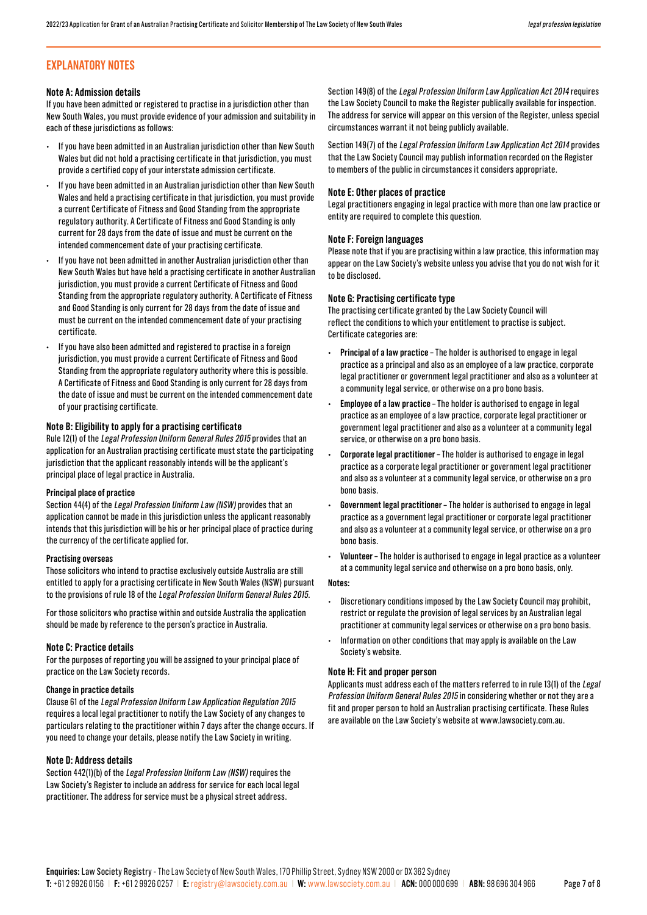## EXPLANATORY NOTES

### Note A: Admission details

If you have been admitted or registered to practise in a jurisdiction other than New South Wales, you must provide evidence of your admission and suitability in each of these jurisdictions as follows:

- If you have been admitted in an Australian jurisdiction other than New South Wales but did not hold a practising certificate in that jurisdiction, you must provide a certified copy of your interstate admission certificate.
- If you have been admitted in an Australian jurisdiction other than New South Wales and held a practising certificate in that jurisdiction, you must provide a current Certificate of Fitness and Good Standing from the appropriate regulatory authority. A Certificate of Fitness and Good Standing is only current for 28 days from the date of issue and must be current on the intended commencement date of your practising certificate.
- If you have not been admitted in another Australian jurisdiction other than New South Wales but have held a practising certificate in another Australian jurisdiction, you must provide a current Certificate of Fitness and Good Standing from the appropriate regulatory authority. A Certificate of Fitness and Good Standing is only current for 28 days from the date of issue and must be current on the intended commencement date of your practising certificate.
- If you have also been admitted and registered to practise in a foreign jurisdiction, you must provide a current Certificate of Fitness and Good Standing from the appropriate regulatory authority where this is possible. A Certificate of Fitness and Good Standing is only current for 28 days from the date of issue and must be current on the intended commencement date of your practising certificate.

### Note B: Eligibility to apply for a practising certificate

Rule 12(1) of the *Legal Profession Uniform General Rules 2015* provides that an application for an Australian practising certificate must state the participating jurisdiction that the applicant reasonably intends will be the applicant's principal place of legal practice in Australia.

#### Principal place of practice

Section 44(4) of the *Legal Profession Uniform Law (NSW)* provides that an application cannot be made in this jurisdiction unless the applicant reasonably intends that this jurisdiction will be his or her principal place of practice during the currency of the certificate applied for.

#### Practising overseas

Those solicitors who intend to practise exclusively outside Australia are still entitled to apply for a practising certificate in New South Wales (NSW) pursuant to the provisions of rule 18 of the *Legal Profession Uniform General Rules 2015*.

For those solicitors who practise within and outside Australia the application should be made by reference to the person's practice in Australia.

### Note C: Practice details

For the purposes of reporting you will be assigned to your principal place of practice on the Law Society records.

#### Change in practice details

Clause 61 of the *Legal Profession Uniform Law Application Regulation 2015* requires a local legal practitioner to notify the Law Society of any changes to particulars relating to the practitioner within 7 days after the change occurs. If you need to change your details, please notify the Law Society in writing.

### Note D: Address details

Section 442(1)(b) of the *Legal Profession Uniform Law (NSW)* requires the Law Society's Register to include an address for service for each local legal practitioner. The address for service must be a physical street address.

Section 149(8) of the *Legal Profession Uniform Law Application Act 2014* requires the Law Society Council to make the Register publically available for inspection. The address for service will appear on this version of the Register, unless special circumstances warrant it not being publicly available.

Section 149(7) of the *Legal Profession Uniform Law Application Act 2014* provides that the Law Society Council may publish information recorded on the Register to members of the public in circumstances it considers appropriate.

### Note E: Other places of practice

Legal practitioners engaging in legal practice with more than one law practice or entity are required to complete this question.

### Note F: Foreign languages

Please note that if you are practising within a law practice, this information may appear on the Law Society's website unless you advise that you do not wish for it to be disclosed.

### Note G: Practising certificate type

The practising certificate granted by the Law Society Council will reflect the conditions to which your entitlement to practise is subject. Certificate categories are:

- **Principal of a law practice** – The holder is authorised to engage in legal practice as a principal and also as an employee of a law practice, corporate legal practitioner or government legal practitioner and also as a volunteer at a community legal service, or otherwise on a pro bono basis.
- **Employee of a law practice** – The holder is authorised to engage in legal practice as an employee of a law practice, corporate legal practitioner or government legal practitioner and also as a volunteer at a community legal service, or otherwise on a pro bono basis.
- **Corporate legal practitioner** – The holder is authorised to engage in legal practice as a corporate legal practitioner or government legal practitioner and also as a volunteer at a community legal service, or otherwise on a pro bono basis.
- **Government legal practitioner** – The holder is authorised to engage in legal practice as a government legal practitioner or corporate legal practitioner and also as a volunteer at a community legal service, or otherwise on a pro bono basis.
- **Volunteer** – The holder is authorised to engage in legal practice as a volunteer at a community legal service and otherwise on a pro bono basis, only.

**Notes:**

- Discretionary conditions imposed by the Law Society Council may prohibit, restrict or regulate the provision of legal services by an Australian legal practitioner at community legal services or otherwise on a pro bono basis.
- Information on other conditions that may apply is available on the Law Society's website.

### Note H: Fit and proper person

Applicants must address each of the matters referred to in rule 13(1) of the *Legal Profession Uniform General Rules 2015* in considering whether or not they are a fit and proper person to hold an Australian practising certificate. These Rules are available on the Law Society's website at www.lawsociety.com.au.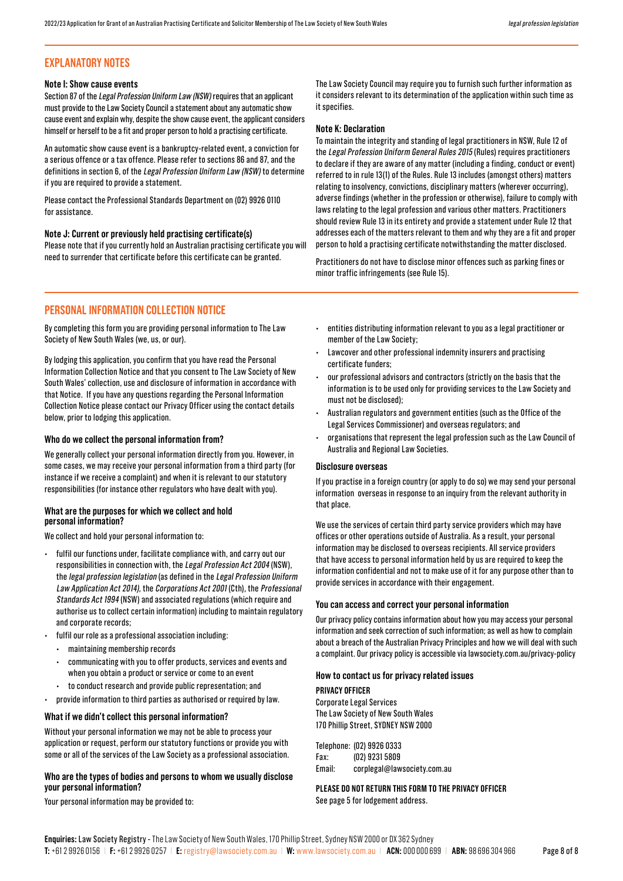## EXPLANATORY NOTES

### Note I: Show cause events

Section 87 of the *Legal Profession Uniform Law (NSW)* requires that an applicant must provide to the Law Society Council a statement about any automatic show cause event and explain why, despite the show cause event, the applicant considers himself or herself to be a fit and proper person to hold a practising certificate.

An automatic show cause event is a bankruptcy-related event, a conviction for a serious offence or a tax offence. Please refer to sections 86 and 87, and the definitions in section 6, of the *Legal Profession Uniform Law (NSW)* to determine if you are required to provide a statement.

Please contact the Professional Standards Department on (02) 9926 0110 for assistance.

### Note J: Current or previously held practising certificate(s)

Please note that if you currently hold an Australian practising certificate you will need to surrender that certificate before this certificate can be granted.

The Law Society Council may require you to furnish such further information as it considers relevant to its determination of the application within such time as it specifies.

### Note K: Declaration

To maintain the integrity and standing of legal practitioners in NSW, Rule 12 of the *Legal Profession Uniform General Rules 2015* (Rules) requires practitioners to declare if they are aware of any matter (including a finding, conduct or event) referred to in rule 13(1) of the Rules. Rule 13 includes (amongst others) matters relating to insolvency, convictions, disciplinary matters (wherever occurring), adverse findings (whether in the profession or otherwise), failure to comply with laws relating to the legal profession and various other matters. Practitioners should review Rule 13 in its entirety and provide a statement under Rule 12 that addresses each of the matters relevant to them and why they are a fit and proper person to hold a practising certificate notwithstanding the matter disclosed.

Practitioners do not have to disclose minor offences such as parking fines or minor traffic infringements (see Rule 15).

## PERSONAL INFORMATION COLLECTION NOTICE

By completing this form you are providing personal information to The Law Society of New South Wales (we, us, or our).

By lodging this application, you confirm that you have read the Personal Information Collection Notice and that you consent to The Law Society of New South Wales' collection, use and disclosure of information in accordance with that Notice. If you have any questions regarding the Personal Information Collection Notice please contact our Privacy Officer using the contact details below, prior to lodging this application.

### Who do we collect the personal information from?

We generally collect your personal information directly from you. However, in some cases, we may receive your personal information from a third party (for instance if we receive a complaint) and when it is relevant to our statutory responsibilities (for instance other regulators who have dealt with you).

### What are the purposes for which we collect and hold personal information?

We collect and hold your personal information to:

- fulfil our functions under, facilitate compliance with, and carry out our responsibilities in connection with, the *Legal Profession Act 2004* (NSW), the *legal profession legislation* (as defined in the *Legal Profession Uniform Law Application Act 2014),* the *Corporations Act 2001* (Cth), the *Professional Standards Act 1994* (NSW) and associated regulations (which require and authorise us to collect certain information) including to maintain regulatory and corporate records;
- fulfil our role as a professional association including:
  - maintaining membership records
  - communicating with you to offer products, services and events and when you obtain a product or service or come to an event
  - to conduct research and provide public representation; and
- provide information to third parties as authorised or required by law.

### What if we didn't collect this personal information?

Without your personal information we may not be able to process your application or request, perform our statutory functions or provide you with some or all of the services of the Law Society as a professional association.

### Who are the types of bodies and persons to whom we usually disclose your personal information?

Your personal information may be provided to:

- entities distributing information relevant to you as a legal practitioner or member of the Law Society;
- Lawcover and other professional indemnity insurers and practising certificate funders;
- our professional advisors and contractors (strictly on the basis that the information is to be used only for providing services to the Law Society and must not be disclosed);
- Australian regulators and government entities (such as the Office of the Legal Services Commissioner) and overseas regulators; and
- organisations that represent the legal profession such as the Law Council of Australia and Regional Law Societies.

### Disclosure overseas

If you practise in a foreign country (or apply to do so) we may send your personal information overseas in response to an inquiry from the relevant authority in that place.

We use the services of certain third party service providers which may have offices or other operations outside of Australia. As a result, your personal information may be disclosed to overseas recipients. All service providers that have access to personal information held by us are required to keep the information confidential and not to make use of it for any purpose other than to provide services in accordance with their engagement.

### You can access and correct your personal information

Our privacy policy contains information about how you may access your personal information and seek correction of such information; as well as how to complain about a breach of the Australian Privacy Principles and how we will deal with such a complaint. Our privacy policy is accessible via lawsociety.com.au/privacy-policy

### How to contact us for privacy related issues

**PRIVACY OFFICER**
Corporate Legal Services
The Law Society of New South Wales
170 Phillip Street, SYDNEY NSW 2000

Telephone: (02) 9926 0333
Fax: (02) 9231 5809
Email: corplegal@lawsociety.com.au

**PLEASE DO NOT RETURN THIS FORM TO THE PRIVACY OFFICER**
See page 5 for lodgement address.

**Enquiries:** Law Society Registry - The Law Society of New South Wales, 170 Phillip Street, Sydney NSW 2000 or DX 362 Sydney
**T:** +61 2 9926 0156 | **F:** +61 2 9926 0257 | **E:** registry@lawsociety.com.au | **W:** www.lawsociety.com.au | **ACN:** 000 000 699 | **ABN:** 98 696 304 966